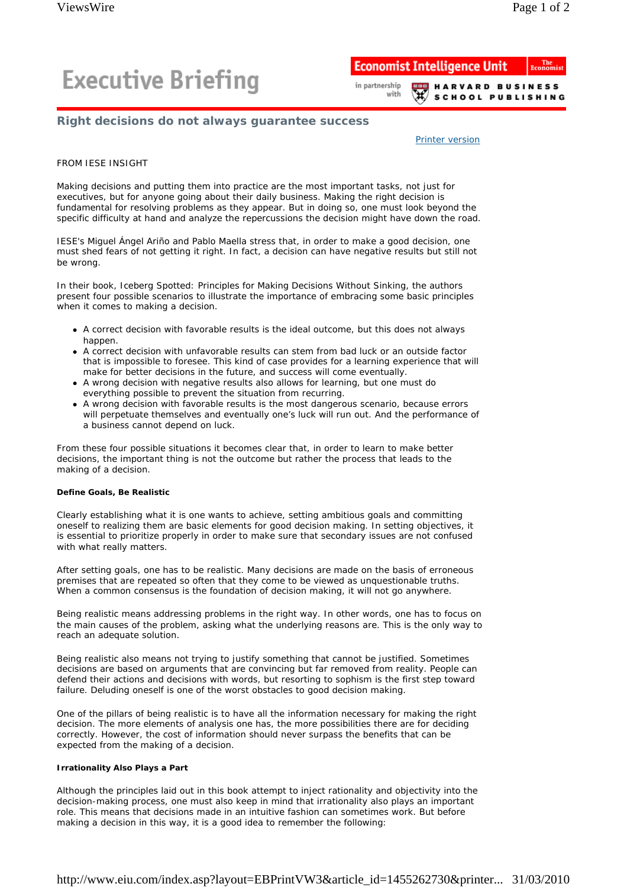# Executive Briefing

Economist Intelligence Unit in partnership with Harvard Business School Publishing

## Right decisions do not always guarantee success

Printer version

FROM IESE INSIGHT

Making decisions and putting them into practice are the most important tasks, not just for executives, but for anyone going about their daily business. Making the right decision is fundamental for resolving problems as they appear. But in doing so, one must look beyond the specific difficulty at hand and analyze the repercussions the decision might have down the road.

IESE's Miguel Ángel Ariño and Pablo Maella stress that, in order to make a good decision, one must shed fears of not getting it right. In fact, a decision can have negative results but still not be wrong.

In their book, Iceberg Spotted: Principles for Making Decisions Without Sinking, the authors present four possible scenarios to illustrate the importance of embracing some basic principles when it comes to making a decision.

- A correct decision with favorable results is the ideal outcome, but this does not always happen.
- A correct decision with unfavorable results can stem from bad luck or an outside factor that is impossible to foresee. This kind of case provides for a learning experience that will make for better decisions in the future, and success will come eventually.
- A wrong decision with negative results also allows for learning, but one must do everything possible to prevent the situation from recurring.
- A wrong decision with favorable results is the most dangerous scenario, because errors will perpetuate themselves and eventually one's luck will run out. And the performance of a business cannot depend on luck.

From these four possible situations it becomes clear that, in order to learn to make better decisions, the important thing is not the outcome but rather the process that leads to the making of a decision.

#### Define Goals, Be Realistic

Clearly establishing what it is one wants to achieve, setting ambitious goals and committing oneself to realizing them are basic elements for good decision making. In setting objectives, it is essential to prioritize properly in order to make sure that secondary issues are not confused with what really matters.

After setting goals, one has to be realistic. Many decisions are made on the basis of erroneous premises that are repeated so often that they come to be viewed as unquestionable truths. When a common consensus is the foundation of decision making, it will not go anywhere.

Being realistic means addressing problems in the right way. In other words, one has to focus on the main causes of the problem, asking what the underlying reasons are. This is the only way to reach an adequate solution.

Being realistic also means not trying to justify something that cannot be justified. Sometimes decisions are based on arguments that are convincing but far removed from reality. People can defend their actions and decisions with words, but resorting to sophism is the first step toward failure. Deluding oneself is one of the worst obstacles to good decision making.

One of the pillars of being realistic is to have all the information necessary for making the right decision. The more elements of analysis one has, the more possibilities there are for deciding correctly. However, the cost of information should never surpass the benefits that can be expected from the making of a decision.

#### Irrationality Also Plays a Part

Although the principles laid out in this book attempt to inject rationality and objectivity into the decision-making process, one must also keep in mind that irrationality also plays an important role. This means that decisions made in an intuitive fashion can sometimes work. But before making a decision in this way, it is a good idea to remember the following: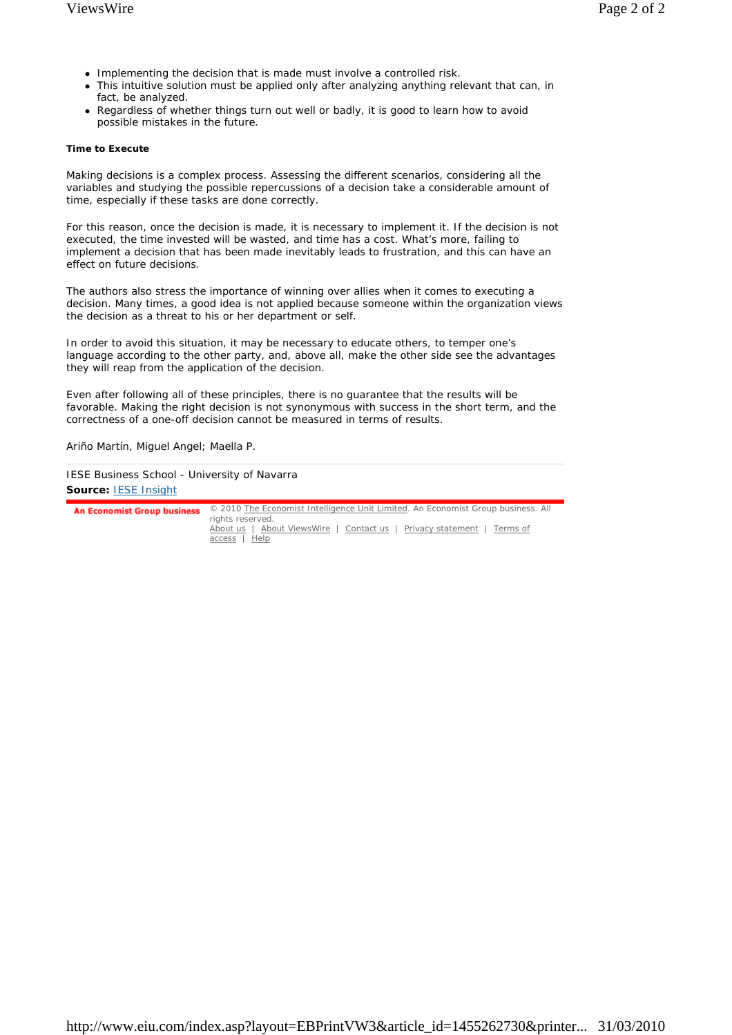- Implementing the decision that is made must involve a controlled risk.
- This intuitive solution must be applied only after analyzing anything relevant that can, in fact, be analyzed.
- Regardless of whether things turn out well or badly, it is good to learn how to avoid possible mistakes in the future.

**Time to Execute**

Making decisions is a complex process. Assessing the different scenarios, considering all the variables and studying the possible repercussions of a decision take a considerable amount of time, especially if these tasks are done correctly.

For this reason, once the decision is made, it is necessary to implement it. If the decision is not executed, the time invested will be wasted, and time has a cost. What's more, failing to implement a decision that has been made inevitably leads to frustration, and this can have an effect on future decisions.

The authors also stress the importance of winning over allies when it comes to executing a decision. Many times, a good idea is not applied because someone within the organization views the decision as a threat to his or her department or self.

In order to avoid this situation, it may be necessary to educate others, to temper one's language according to the other party, and, above all, make the other side see the advantages they will reap from the application of the decision.

Even after following all of these principles, there is no guarantee that the results will be favorable. Making the right decision is not synonymous with success in the short term, and the correctness of a one-off decision cannot be measured in terms of results.

Ariño Martín, Miguel Angel; Maella P.

---

IESE Business School - University of Navarra

**Source:** IESE Insight

**An Economist Group business** © 2010 The Economist Intelligence Unit Limited. An Economist Group business. All rights reserved.
About us | About ViewsWire | Contact us | Privacy statement | Terms of access | Help